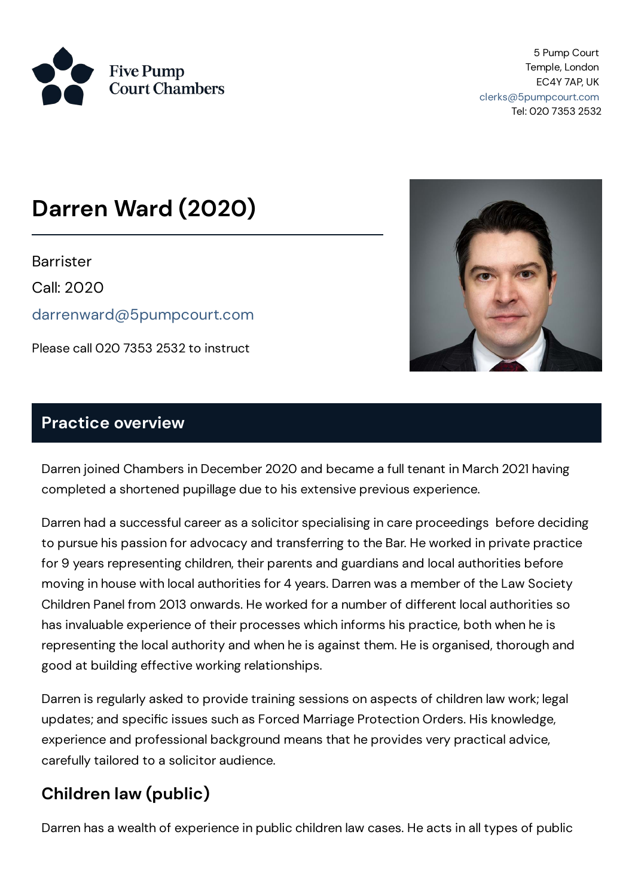Five Pump Court Chambers

5 Pump Court
Temple, London
EC4Y 7AP, UK
clerks@5pumpcourt.com
Tel: 020 7353 2532

# Darren Ward (2020)

Barrister

Call: 2020

darrenward@5pumpcourt.com

Please call 020 7353 2532 to instruct

## Practice overview

Darren joined Chambers in December 2020 and became a full tenant in March 2021 having completed a shortened pupillage due to his extensive previous experience.

Darren had a successful career as a solicitor specialising in care proceedings before deciding to pursue his passion for advocacy and transferring to the Bar. He worked in private practice for 9 years representing children, their parents and guardians and local authorities before moving in house with local authorities for 4 years. Darren was a member of the Law Society Children Panel from 2013 onwards. He worked for a number of different local authorities so has invaluable experience of their processes which informs his practice, both when he is representing the local authority and when he is against them. He is organised, thorough and good at building effective working relationships.

Darren is regularly asked to provide training sessions on aspects of children law work; legal updates; and specific issues such as Forced Marriage Protection Orders. His knowledge, experience and professional background means that he provides very practical advice, carefully tailored to a solicitor audience.

### Children law (public)

Darren has a wealth of experience in public children law cases. He acts in all types of public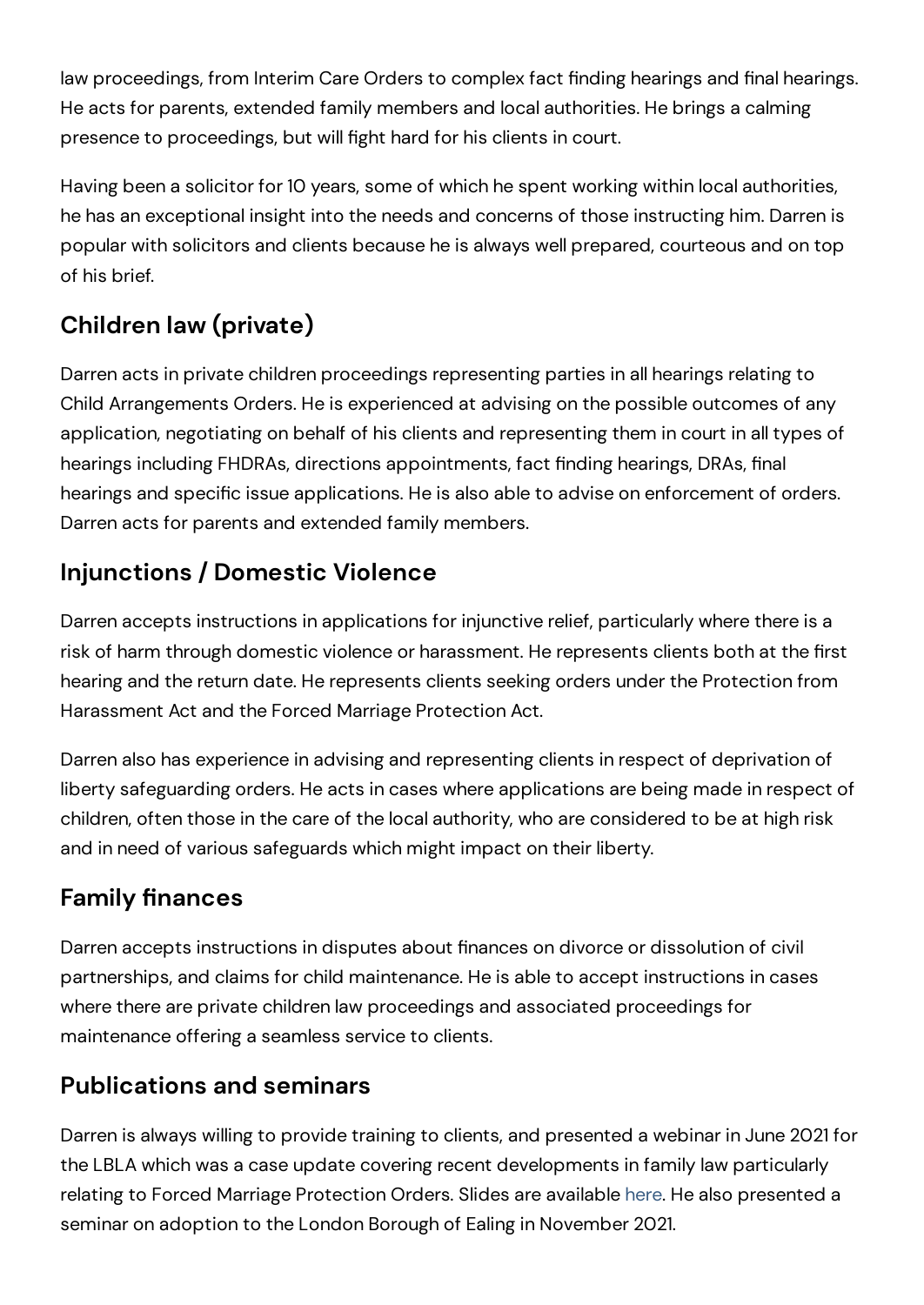law proceedings, from Interim Care Orders to complex fact finding hearings and final hearings. He acts for parents, extended family members and local authorities. He brings a calming presence to proceedings, but will fight hard for his clients in court.

Having been a solicitor for 10 years, some of which he spent working within local authorities, he has an exceptional insight into the needs and concerns of those instructing him. Darren is popular with solicitors and clients because he is always well prepared, courteous and on top of his brief.

## Children law (private)

Darren acts in private children proceedings representing parties in all hearings relating to Child Arrangements Orders. He is experienced at advising on the possible outcomes of any application, negotiating on behalf of his clients and representing them in court in all types of hearings including FHDRAs, directions appointments, fact finding hearings, DRAs, final hearings and specific issue applications. He is also able to advise on enforcement of orders. Darren acts for parents and extended family members.

## Injunctions / Domestic Violence

Darren accepts instructions in applications for injunctive relief, particularly where there is a risk of harm through domestic violence or harassment. He represents clients both at the first hearing and the return date. He represents clients seeking orders under the Protection from Harassment Act and the Forced Marriage Protection Act.

Darren also has experience in advising and representing clients in respect of deprivation of liberty safeguarding orders. He acts in cases where applications are being made in respect of children, often those in the care of the local authority, who are considered to be at high risk and in need of various safeguards which might impact on their liberty.

## Family finances

Darren accepts instructions in disputes about finances on divorce or dissolution of civil partnerships, and claims for child maintenance. He is able to accept instructions in cases where there are private children law proceedings and associated proceedings for maintenance offering a seamless service to clients.

## Publications and seminars

Darren is always willing to provide training to clients, and presented a webinar in June 2021 for the LBLA which was a case update covering recent developments in family law particularly relating to Forced Marriage Protection Orders. Slides are available here. He also presented a seminar on adoption to the London Borough of Ealing in November 2021.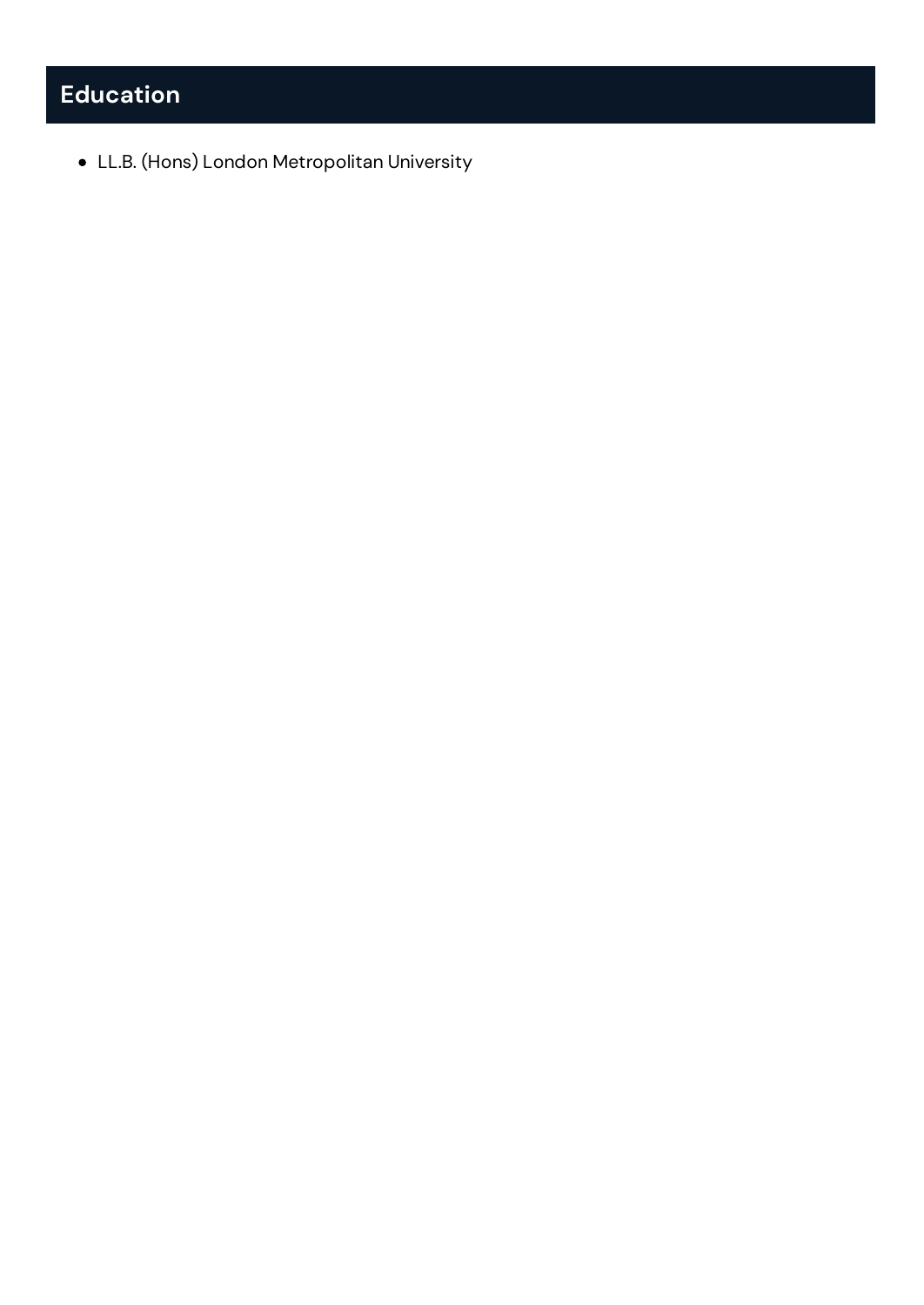## Education

- LL.B. (Hons) London Metropolitan University